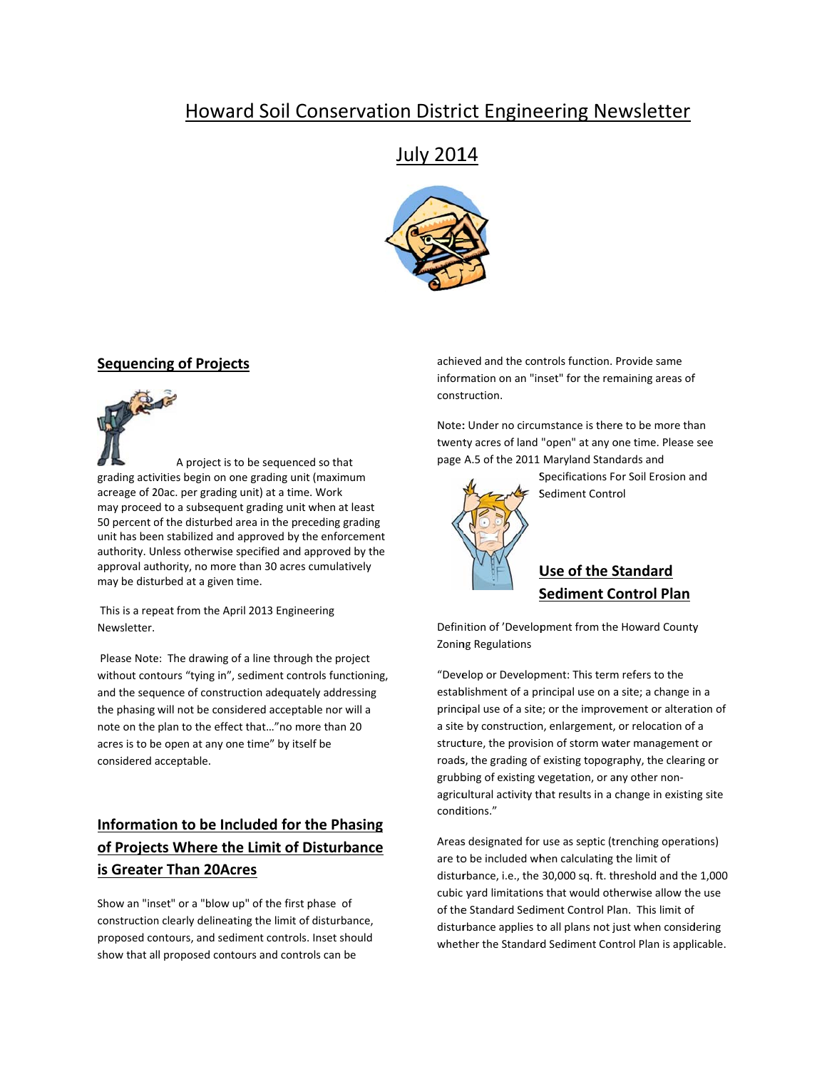# Howard Soil Conservation District Engineering Newsletter

## July 2014

### Sequencing of Projects

A project is to be sequenced so that grading activities begin on one grading unit (maximum acreage of 20ac. per grading unit) at a time. Work may proceed to a subsequent grading unit when at least 50 percent of the disturbed area in the preceding grading unit has been stabilized and approved by the enforcement authority. Unless otherwise specified and approved by the approval authority, no more than 30 acres cumulatively may be disturbed at a given time.

This is a repeat from the April 2013 Engineering Newsletter.

Please Note: The drawing of a line through the project without contours "tying in", sediment controls functioning, and the sequence of construction adequately addressing the phasing will not be considered acceptable nor will a note on the plan to the effect that…"no more than 20 acres is to be open at any one time" by itself be considered acceptable.

### Information to be Included for the Phasing of Projects Where the Limit of Disturbance is Greater Than 20Acres

Show an "inset" or a "blow up" of the first phase of construction clearly delineating the limit of disturbance, proposed contours, and sediment controls. Inset should show that all proposed contours and controls can be achieved and the controls function. Provide same information on an "inset" for the remaining areas of construction.

Note: Under no circumstance is there to be more than twenty acres of land "open" at any one time. Please see page A.5 of the 2011 Maryland Standards and Specifications For Soil Erosion and Sediment Control

### Use of the Standard Sediment Control Plan

Definition of 'Development from the Howard County Zoning Regulations

"Develop or Development: This term refers to the establishment of a principal use on a site; a change in a principal use of a site; or the improvement or alteration of a site by construction, enlargement, or relocation of a structure, the provision of storm water management or roads, the grading of existing topography, the clearing or grubbing of existing vegetation, or any other non-agricultural activity that results in a change in existing site conditions."

Areas designated for use as septic (trenching operations) are to be included when calculating the limit of disturbance, i.e., the 30,000 sq. ft. threshold and the 1,000 cubic yard limitations that would otherwise allow the use of the Standard Sediment Control Plan. This limit of disturbance applies to all plans not just when considering whether the Standard Sediment Control Plan is applicable.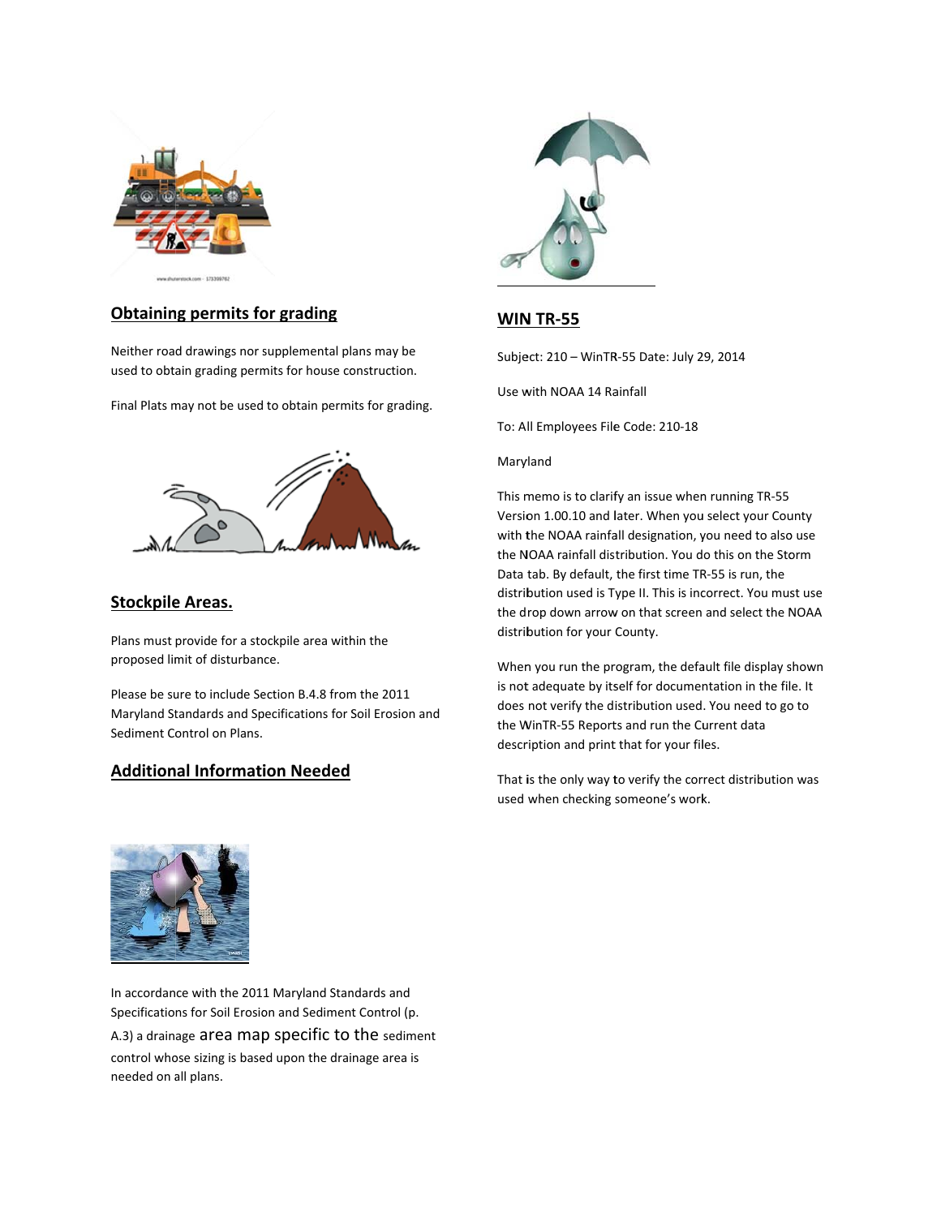## Obtaining permits for grading

Neither road drawings nor supplemental plans may be used to obtain grading permits for house construction.

Final Plats may not be used to obtain permits for grading.

## Stockpile Areas.

Plans must provide for a stockpile area within the proposed limit of disturbance.

Please be sure to include Section B.4.8 from the 2011 Maryland Standards and Specifications for Soil Erosion and Sediment Control on Plans.

## Additional Information Needed

In accordance with the 2011 Maryland Standards and Specifications for Soil Erosion and Sediment Control (p. A.3) a drainage area map specific to the sediment control whose sizing is based upon the drainage area is needed on all plans.

## WIN TR-55

Subject: 210 – WinTR-55 Date: July 29, 2014

Use with NOAA 14 Rainfall

To: All Employees File Code: 210-18

Maryland

This memo is to clarify an issue when running TR-55 Version 1.00.10 and later. When you select your County with the NOAA rainfall designation, you need to also use the NOAA rainfall distribution. You do this on the Storm Data tab. By default, the first time TR-55 is run, the distribution used is Type II. This is incorrect. You must use the drop down arrow on that screen and select the NOAA distribution for your County.

When you run the program, the default file display shown is not adequate by itself for documentation in the file. It does not verify the distribution used. You need to go to the WinTR-55 Reports and run the Current data description and print that for your files.

That is the only way to verify the correct distribution was used when checking someone's work.